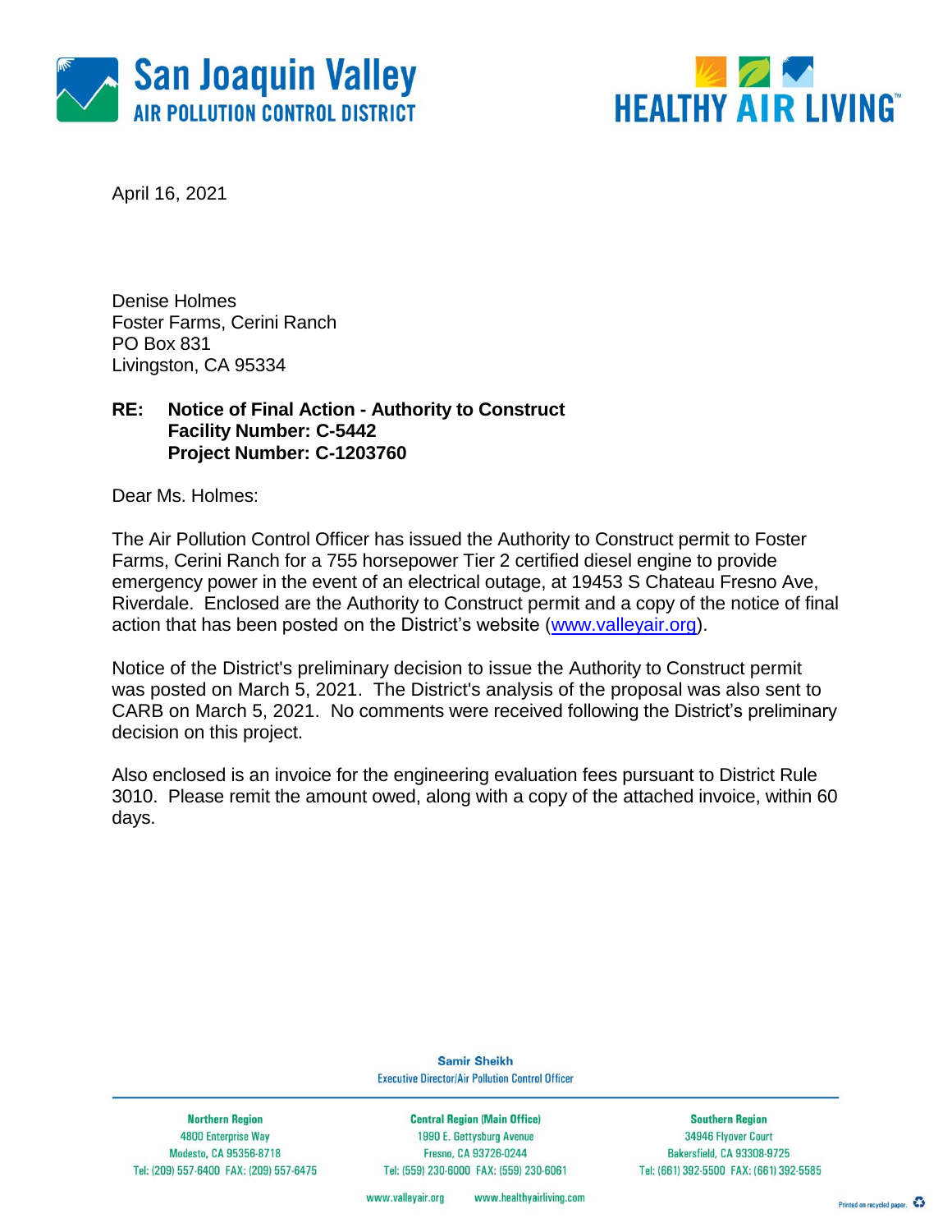San Joaquin Valley
AIR POLLUTION CONTROL DISTRICT

HEALTHY AIR LIVING™

April 16, 2021

Denise Holmes
Foster Farms, Cerini Ranch
PO Box 831
Livingston, CA 95334

**RE: Notice of Final Action - Authority to Construct**
**Facility Number: C-5442**
**Project Number: C-1203760**

Dear Ms. Holmes:

The Air Pollution Control Officer has issued the Authority to Construct permit to Foster Farms, Cerini Ranch for a 755 horsepower Tier 2 certified diesel engine to provide emergency power in the event of an electrical outage, at 19453 S Chateau Fresno Ave, Riverdale. Enclosed are the Authority to Construct permit and a copy of the notice of final action that has been posted on the District's website (www.valleyair.org).

Notice of the District's preliminary decision to issue the Authority to Construct permit was posted on March 5, 2021. The District's analysis of the proposal was also sent to CARB on March 5, 2021. No comments were received following the District's preliminary decision on this project.

Also enclosed is an invoice for the engineering evaluation fees pursuant to District Rule 3010. Please remit the amount owed, along with a copy of the attached invoice, within 60 days.

**Samir Sheikh**
Executive Director/Air Pollution Control Officer

| Northern Region | Central Region (Main Office) | Southern Region |
|---|---|---|
| 4800 Enterprise Way | 1990 E. Gettysburg Avenue | 34946 Flyover Court |
| Modesto, CA 95356-8718 | Fresno, CA 93726-0244 | Bakersfield, CA 93308-9725 |
| Tel: (209) 557-6400 FAX: (209) 557-6475 | Tel: (559) 230-6000 FAX: (559) 230-6061 | Tel: (661) 392-5500 FAX: (661) 392-5585 |

www.valleyair.org www.healthyairliving.com

Printed on recycled paper.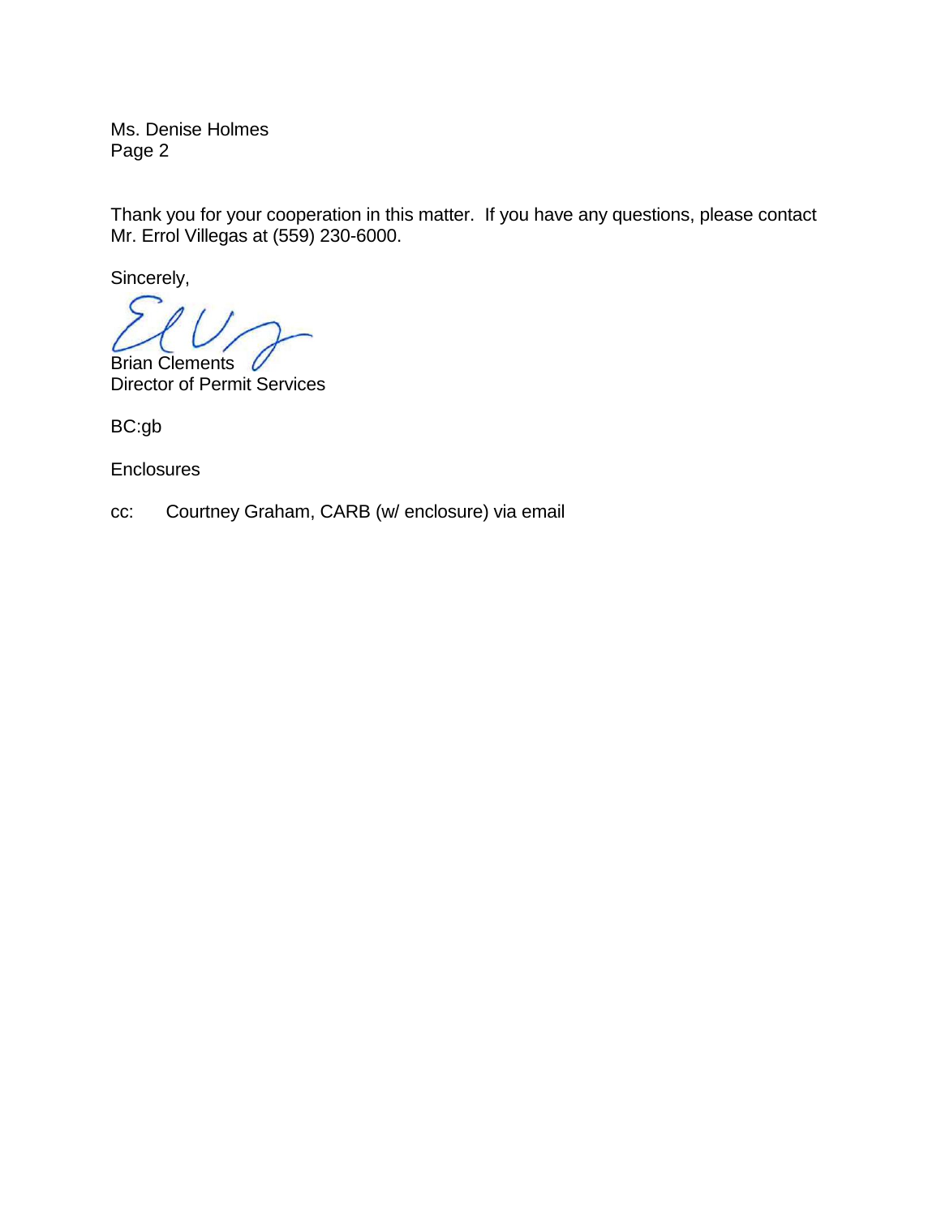Ms. Denise Holmes
Page 2

Thank you for your cooperation in this matter. If you have any questions, please contact Mr. Errol Villegas at (559) 230-6000.

Sincerely,

Brian Clements
Director of Permit Services

BC:gb

Enclosures

cc: Courtney Graham, CARB (w/ enclosure) via email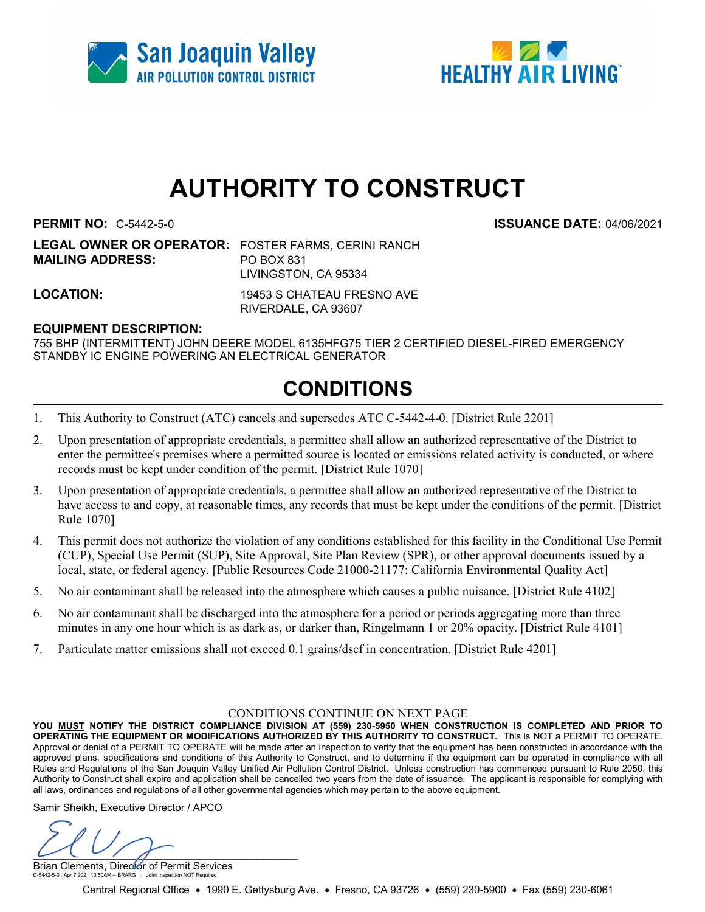San Joaquin Valley
AIR POLLUTION CONTROL DISTRICT

HEALTHY AIR LIVING™

# AUTHORITY TO CONSTRUCT

**PERMIT NO:** C-5442-5-0 **ISSUANCE DATE:** 04/06/2021

**LEGAL OWNER OR OPERATOR:** FOSTER FARMS, CERINI RANCH
**MAILING ADDRESS:** PO BOX 831
LIVINGSTON, CA 95334

**LOCATION:** 19453 S CHATEAU FRESNO AVE
RIVERDALE, CA 93607

**EQUIPMENT DESCRIPTION:**
755 BHP (INTERMITTENT) JOHN DEERE MODEL 6135HFG75 TIER 2 CERTIFIED DIESEL-FIRED EMERGENCY STANDBY IC ENGINE POWERING AN ELECTRICAL GENERATOR

## CONDITIONS

1. This Authority to Construct (ATC) cancels and supersedes ATC C-5442-4-0. [District Rule 2201]
2. Upon presentation of appropriate credentials, a permittee shall allow an authorized representative of the District to enter the permittee's premises where a permitted source is located or emissions related activity is conducted, or where records must be kept under condition of the permit. [District Rule 1070]
3. Upon presentation of appropriate credentials, a permittee shall allow an authorized representative of the District to have access to and copy, at reasonable times, any records that must be kept under the conditions of the permit. [District Rule 1070]
4. This permit does not authorize the violation of any conditions established for this facility in the Conditional Use Permit (CUP), Special Use Permit (SUP), Site Approval, Site Plan Review (SPR), or other approval documents issued by a local, state, or federal agency. [Public Resources Code 21000-21177: California Environmental Quality Act]
5. No air contaminant shall be released into the atmosphere which causes a public nuisance. [District Rule 4102]
6. No air contaminant shall be discharged into the atmosphere for a period or periods aggregating more than three minutes in any one hour which is as dark as, or darker than, Ringelmann 1 or 20% opacity. [District Rule 4101]
7. Particulate matter emissions shall not exceed 0.1 grains/dscf in concentration. [District Rule 4201]

CONDITIONS CONTINUE ON NEXT PAGE

**YOU MUST NOTIFY THE DISTRICT COMPLIANCE DIVISION AT (559) 230-5950 WHEN CONSTRUCTION IS COMPLETED AND PRIOR TO OPERATING THE EQUIPMENT OR MODIFICATIONS AUTHORIZED BY THIS AUTHORITY TO CONSTRUCT.** This is NOT a PERMIT TO OPERATE. Approval or denial of a PERMIT TO OPERATE will be made after an inspection to verify that the equipment has been constructed in accordance with the approved plans, specifications and conditions of this Authority to Construct, and to determine if the equipment can be operated in compliance with all Rules and Regulations of the San Joaquin Valley Unified Air Pollution Control District. Unless construction has commenced pursuant to Rule 2050, this Authority to Construct shall expire and application shall be cancelled two years from the date of issuance. The applicant is responsible for complying with all laws, ordinances and regulations of all other governmental agencies which may pertain to the above equipment.

Samir Sheikh, Executive Director / APCO

Brian Clements, Director of Permit Services

C-5442-5-0 : Apr 7 2021 10:50AM – BRARG : Joint Inspection NOT Required

Central Regional Office • 1990 E. Gettysburg Ave. • Fresno, CA 93726 • (559) 230-5900 • Fax (559) 230-6061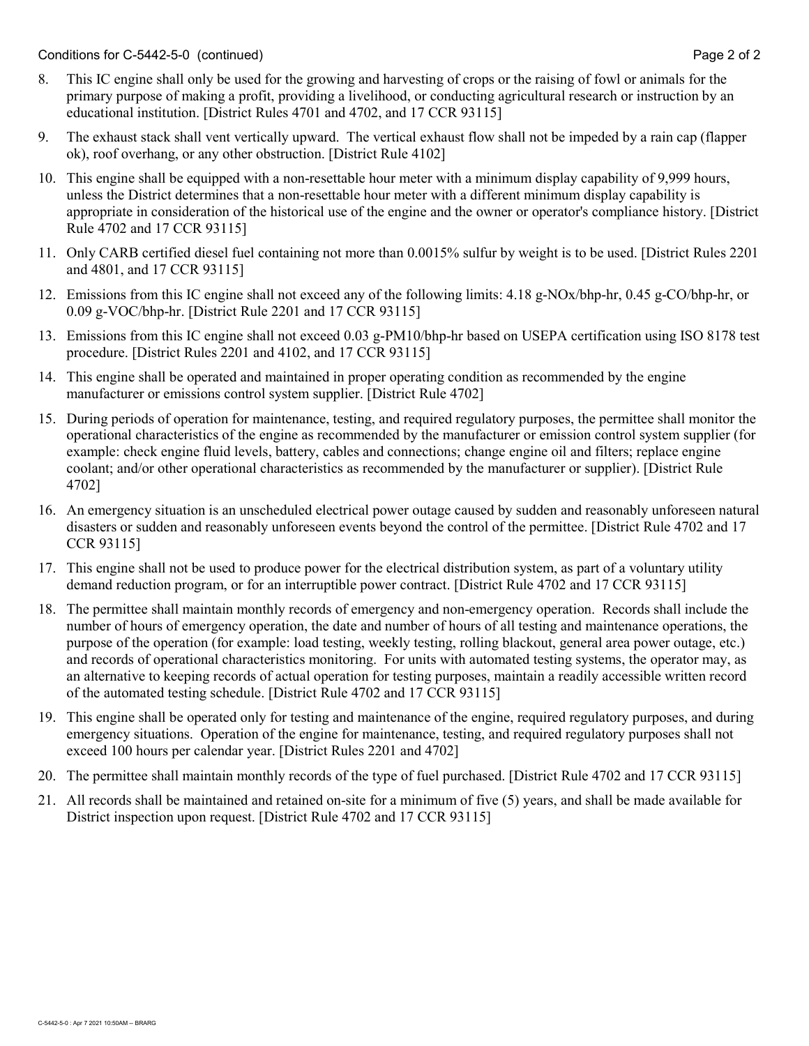8. This IC engine shall only be used for the growing and harvesting of crops or the raising of fowl or animals for the primary purpose of making a profit, providing a livelihood, or conducting agricultural research or instruction by an educational institution. [District Rules 4701 and 4702, and 17 CCR 93115]

9. The exhaust stack shall vent vertically upward. The vertical exhaust flow shall not be impeded by a rain cap (flapper ok), roof overhang, or any other obstruction. [District Rule 4102]

10. This engine shall be equipped with a non-resettable hour meter with a minimum display capability of 9,999 hours, unless the District determines that a non-resettable hour meter with a different minimum display capability is appropriate in consideration of the historical use of the engine and the owner or operator's compliance history. [District Rule 4702 and 17 CCR 93115]

11. Only CARB certified diesel fuel containing not more than 0.0015% sulfur by weight is to be used. [District Rules 2201 and 4801, and 17 CCR 93115]

12. Emissions from this IC engine shall not exceed any of the following limits: 4.18 g-NOx/bhp-hr, 0.45 g-CO/bhp-hr, or 0.09 g-VOC/bhp-hr. [District Rule 2201 and 17 CCR 93115]

13. Emissions from this IC engine shall not exceed 0.03 g-PM10/bhp-hr based on USEPA certification using ISO 8178 test procedure. [District Rules 2201 and 4102, and 17 CCR 93115]

14. This engine shall be operated and maintained in proper operating condition as recommended by the engine manufacturer or emissions control system supplier. [District Rule 4702]

15. During periods of operation for maintenance, testing, and required regulatory purposes, the permittee shall monitor the operational characteristics of the engine as recommended by the manufacturer or emission control system supplier (for example: check engine fluid levels, battery, cables and connections; change engine oil and filters; replace engine coolant; and/or other operational characteristics as recommended by the manufacturer or supplier). [District Rule 4702]

16. An emergency situation is an unscheduled electrical power outage caused by sudden and reasonably unforeseen natural disasters or sudden and reasonably unforeseen events beyond the control of the permittee. [District Rule 4702 and 17 CCR 93115]

17. This engine shall not be used to produce power for the electrical distribution system, as part of a voluntary utility demand reduction program, or for an interruptible power contract. [District Rule 4702 and 17 CCR 93115]

18. The permittee shall maintain monthly records of emergency and non-emergency operation. Records shall include the number of hours of emergency operation, the date and number of hours of all testing and maintenance operations, the purpose of the operation (for example: load testing, weekly testing, rolling blackout, general area power outage, etc.) and records of operational characteristics monitoring. For units with automated testing systems, the operator may, as an alternative to keeping records of actual operation for testing purposes, maintain a readily accessible written record of the automated testing schedule. [District Rule 4702 and 17 CCR 93115]

19. This engine shall be operated only for testing and maintenance of the engine, required regulatory purposes, and during emergency situations. Operation of the engine for maintenance, testing, and required regulatory purposes shall not exceed 100 hours per calendar year. [District Rules 2201 and 4702]

20. The permittee shall maintain monthly records of the type of fuel purchased. [District Rule 4702 and 17 CCR 93115]

21. All records shall be maintained and retained on-site for a minimum of five (5) years, and shall be made available for District inspection upon request. [District Rule 4702 and 17 CCR 93115]